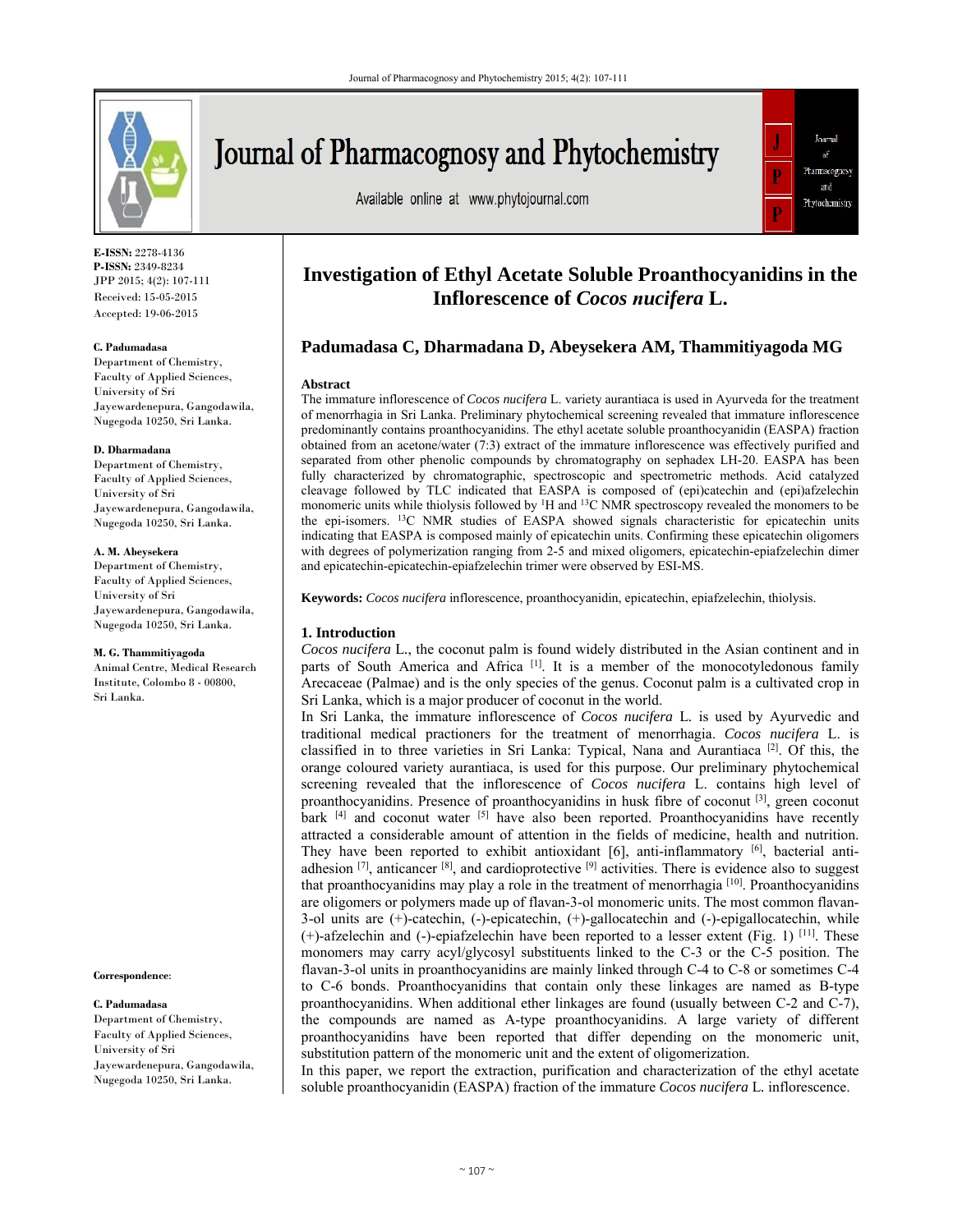# Investigation of Ethyl Acetate Soluble Proanthocyanidins in the Inflorescence of *Cocos nucifera* L.

**E-ISSN:** 2278-4136
**P-ISSN:** 2349-8234
JPP 2015; 4(2): 107-111
Received: 15-05-2015
Accepted: 19-06-2015

**C. Padumadasa**
Department of Chemistry, Faculty of Applied Sciences, University of Sri Jayewardenepura, Gangodawila, Nugegoda 10250, Sri Lanka.

**D. Dharmadana**
Department of Chemistry, Faculty of Applied Sciences, University of Sri Jayewardenepura, Gangodawila, Nugegoda 10250, Sri Lanka.

**A. M. Abeysekera**
Department of Chemistry, Faculty of Applied Sciences, University of Sri Jayewardenepura, Gangodawila, Nugegoda 10250, Sri Lanka.

**M. G. Thammitiyagoda**
Animal Centre, Medical Research Institute, Colombo 8 - 00800, Sri Lanka.

**Correspondence:**

**C. Padumadasa**
Department of Chemistry, Faculty of Applied Sciences, University of Sri Jayewardenepura, Gangodawila, Nugegoda 10250, Sri Lanka.

## Padumadasa C, Dharmadana D, Abeysekera AM, Thammitiyagoda MG

### Abstract

The immature inflorescence of *Cocos nucifera* L. variety aurantiaca is used in Ayurveda for the treatment of menorrhagia in Sri Lanka. Preliminary phytochemical screening revealed that immature inflorescence predominantly contains proanthocyanidins. The ethyl acetate soluble proanthocyanidin (EASPA) fraction obtained from an acetone/water (7:3) extract of the immature inflorescence was effectively purified and separated from other phenolic compounds by chromatography on sephadex LH-20. EASPA has been fully characterized by chromatographic, spectroscopic and spectrometric methods. Acid catalyzed cleavage followed by TLC indicated that EASPA is composed of (epi)catechin and (epi)afzelechin monomeric units while thiolysis followed by $^{1}H$ and $^{13}C$ NMR spectroscopy revealed the monomers to be the epi-isomers. $^{13}C$ NMR studies of EASPA showed signals characteristic for epicatechin units indicating that EASPA is composed mainly of epicatechin units. Confirming these epicatechin oligomers with degrees of polymerization ranging from 2-5 and mixed oligomers, epicatechin-epiafzelechin dimer and epicatechin-epicatechin-epiafzelechin trimer were observed by ESI-MS.

**Keywords:** *Cocos nucifera* inflorescence, proanthocyanidin, epicatechin, epiafzelechin, thiolysis.

### 1. Introduction

*Cocos nucifera* L., the coconut palm is found widely distributed in the Asian continent and in parts of South America and Africa [1]. It is a member of the monocotyledonous family Arecaceae (Palmae) and is the only species of the genus. Coconut palm is a cultivated crop in Sri Lanka, which is a major producer of coconut in the world.

In Sri Lanka, the immature inflorescence of *Cocos nucifera* L. is used by Ayurvedic and traditional medical practioners for the treatment of menorrhagia. *Cocos nucifera* L. is classified in to three varieties in Sri Lanka: Typical, Nana and Aurantiaca [2]. Of this, the orange coloured variety aurantiaca, is used for this purpose. Our preliminary phytochemical screening revealed that the inflorescence of *Cocos nucifera* L. contains high level of proanthocyanidins. Presence of proanthocyanidins in husk fibre of coconut [3], green coconut bark [4] and coconut water [5] have also been reported. Proanthocyanidins have recently attracted a considerable amount of attention in the fields of medicine, health and nutrition. They have been reported to exhibit antioxidant [6], anti-inflammatory [6], bacterial anti-adhesion [7], anticancer [8], and cardioprotective [9] activities. There is evidence also to suggest that proanthocyanidins may play a role in the treatment of menorrhagia [10]. Proanthocyanidins are oligomers or polymers made up of flavan-3-ol monomeric units. The most common flavan-3-ol units are (+)-catechin, (-)-epicatechin, (+)-gallocatechin and (-)-epigallocatechin, while (+)-afzelechin and (-)-epiafzelechin have been reported to a lesser extent (Fig. 1) [11]. These monomers may carry acyl/glycosyl substituents linked to the C-3 or the C-5 position. The flavan-3-ol units in proanthocyanidins are mainly linked through C-4 to C-8 or sometimes C-4 to C-6 bonds. Proanthocyanidins that contain only these linkages are named as B-type proanthocyanidins. When additional ether linkages are found (usually between C-2 and C-7), the compounds are named as A-type proanthocyanidins. A large variety of different proanthocyanidins have been reported that differ depending on the monomeric unit, substitution pattern of the monomeric unit and the extent of oligomerization.

In this paper, we report the extraction, purification and characterization of the ethyl acetate soluble proanthocyanidin (EASPA) fraction of the immature *Cocos nucifera* L. inflorescence.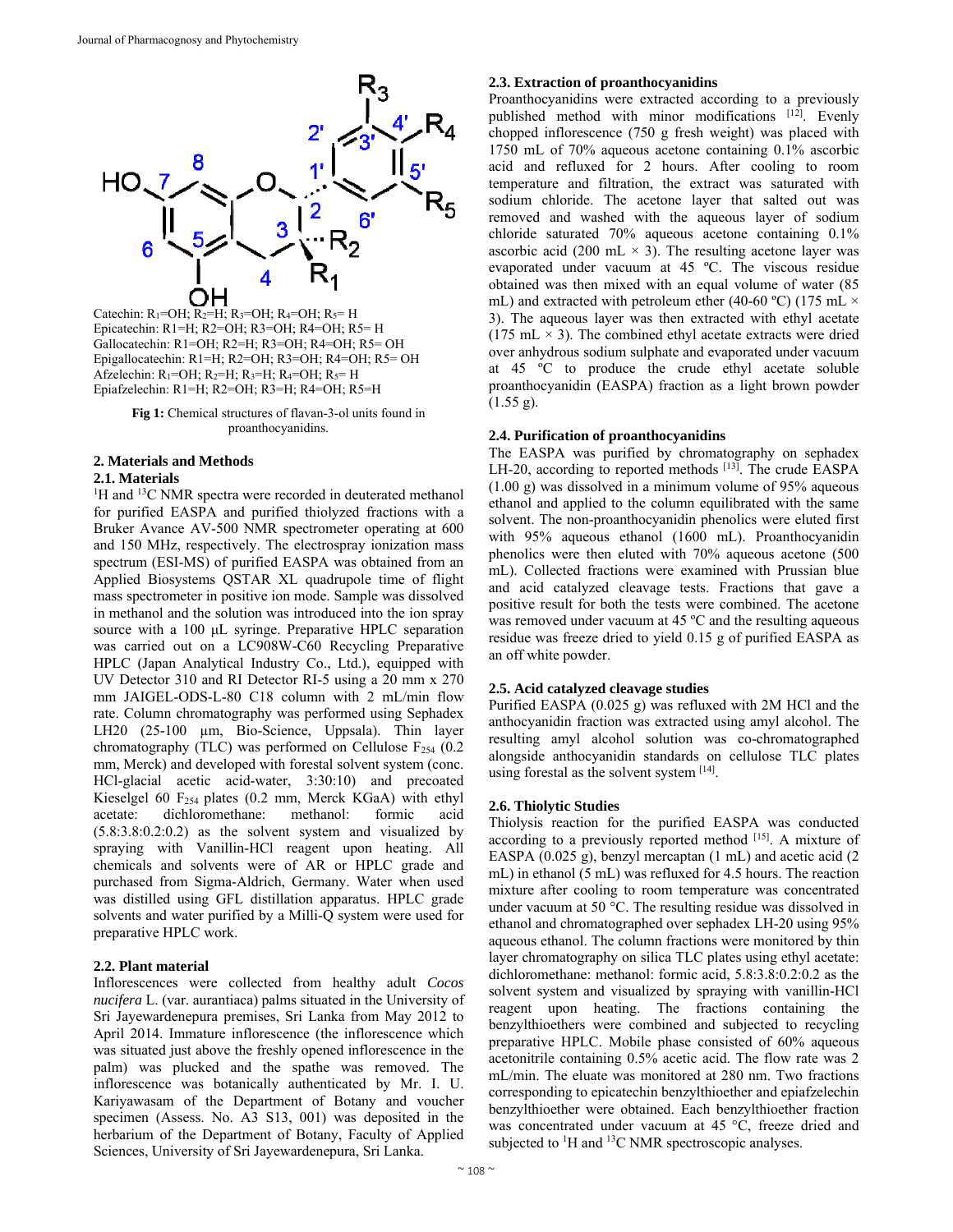Catechin: $R_1$=OH; $R_2$=H; $R_3$=OH; $R_4$=OH; $R_5$= H
Epicatechin: R1=H; R2=OH; R3=OH; R4=OH; R5= H
Gallocatechin: R1=OH; R2=H; R3=OH; R4=OH; R5= OH
Epigallocatechin: R1=H; R2=OH; R3=OH; R4=OH; R5= OH
Afzelechin: $R_1$=OH; $R_2$=H; $R_3$=H; $R_4$=OH; $R_5$= H
Epiafzelechin: R1=H; R2=OH; R3=H; R4=OH; R5=H

**Fig 1:** Chemical structures of flavan-3-ol units found in proanthocyanidins.

## 2. Materials and Methods

### 2.1. Materials

$^1$H and $^{13}$C NMR spectra were recorded in deuterated methanol for purified EASPA and purified thiolyzed fractions with a Bruker Avance AV-500 NMR spectrometer operating at 600 and 150 MHz, respectively. The electrospray ionization mass spectrum (ESI-MS) of purified EASPA was obtained from an Applied Biosystems QSTAR XL quadrupole time of flight mass spectrometer in positive ion mode. Sample was dissolved in methanol and the solution was introduced into the ion spray source with a 100 µL syringe. Preparative HPLC separation was carried out on a LC908W-C60 Recycling Preparative HPLC (Japan Analytical Industry Co., Ltd.), equipped with UV Detector 310 and RI Detector RI-5 using a 20 mm x 270 mm JAIGEL-ODS-L-80 C18 column with 2 mL/min flow rate. Column chromatography was performed using Sephadex LH20 (25-100 µm, Bio-Science, Uppsala). Thin layer chromatography (TLC) was performed on Cellulose $F_{254}$ (0.2 mm, Merck) and developed with forestal solvent system (conc. HCl-glacial acetic acid-water, 3:30:10) and precoated Kieselgel 60 $F_{254}$ plates (0.2 mm, Merck KGaA) with ethyl acetate: dichloromethane: methanol: formic acid (5.8:3.8:0.2:0.2) as the solvent system and visualized by spraying with Vanillin-HCl reagent upon heating. All chemicals and solvents were of AR or HPLC grade and purchased from Sigma-Aldrich, Germany. Water when used was distilled using GFL distillation apparatus. HPLC grade solvents and water purified by a Milli-Q system were used for preparative HPLC work.

### 2.2. Plant material

Inflorescences were collected from healthy adult *Cocos nucifera* L. (var. aurantiaca) palms situated in the University of Sri Jayewardenepura premises, Sri Lanka from May 2012 to April 2014. Immature inflorescence (the inflorescence which was situated just above the freshly opened inflorescence in the palm) was plucked and the spathe was removed. The inflorescence was botanically authenticated by Mr. I. U. Kariyawasam of the Department of Botany and voucher specimen (Assess. No. A3 S13, 001) was deposited in the herbarium of the Department of Botany, Faculty of Applied Sciences, University of Sri Jayewardenepura, Sri Lanka.

### 2.3. Extraction of proanthocyanidins

Proanthocyanidins were extracted according to a previously published method with minor modifications [12]. Evenly chopped inflorescence (750 g fresh weight) was placed with 1750 mL of 70% aqueous acetone containing 0.1% ascorbic acid and refluxed for 2 hours. After cooling to room temperature and filtration, the extract was saturated with sodium chloride. The acetone layer that salted out was removed and washed with the aqueous layer of sodium chloride saturated 70% aqueous acetone containing 0.1% ascorbic acid (200 mL × 3). The resulting acetone layer was evaporated under vacuum at 45 ºC. The viscous residue obtained was then mixed with an equal volume of water (85 mL) and extracted with petroleum ether (40-60 ºC) (175 mL × 3). The aqueous layer was then extracted with ethyl acetate (175 mL × 3). The combined ethyl acetate extracts were dried over anhydrous sodium sulphate and evaporated under vacuum at 45 ºC to produce the crude ethyl acetate soluble proanthocyanidin (EASPA) fraction as a light brown powder (1.55 g).

### 2.4. Purification of proanthocyanidins

The EASPA was purified by chromatography on sephadex LH-20, according to reported methods [13]. The crude EASPA (1.00 g) was dissolved in a minimum volume of 95% aqueous ethanol and applied to the column equilibrated with the same solvent. The non-proanthocyanidin phenolics were eluted first with 95% aqueous ethanol (1600 mL). Proanthocyanidin phenolics were then eluted with 70% aqueous acetone (500 mL). Collected fractions were examined with Prussian blue and acid catalyzed cleavage tests. Fractions that gave a positive result for both the tests were combined. The acetone was removed under vacuum at 45 ºC and the resulting aqueous residue was freeze dried to yield 0.15 g of purified EASPA as an off white powder.

### 2.5. Acid catalyzed cleavage studies

Purified EASPA (0.025 g) was refluxed with 2M HCl and the anthocyanidin fraction was extracted using amyl alcohol. The resulting amyl alcohol solution was co-chromatographed alongside anthocyanidin standards on cellulose TLC plates using forestal as the solvent system [14].

### 2.6. Thiolytic Studies

Thiolysis reaction for the purified EASPA was conducted according to a previously reported method [15]. A mixture of EASPA (0.025 g), benzyl mercaptan (1 mL) and acetic acid (2 mL) in ethanol (5 mL) was refluxed for 4.5 hours. The reaction mixture after cooling to room temperature was concentrated under vacuum at 50 °C. The resulting residue was dissolved in ethanol and chromatographed over sephadex LH-20 using 95% aqueous ethanol. The column fractions were monitored by thin layer chromatography on silica TLC plates using ethyl acetate: dichloromethane: methanol: formic acid, 5.8:3.8:0.2:0.2 as the solvent system and visualized by spraying with vanillin-HCl reagent upon heating. The fractions containing the benzylthioethers were combined and subjected to recycling preparative HPLC. Mobile phase consisted of 60% aqueous acetonitrile containing 0.5% acetic acid. The flow rate was 2 mL/min. The eluate was monitored at 280 nm. Two fractions corresponding to epicatechin benzylthioether and epiafzelechin benzylthioether were obtained. Each benzylthioether fraction was concentrated under vacuum at 45 °C, freeze dried and subjected to $^1$H and $^{13}$C NMR spectroscopic analyses.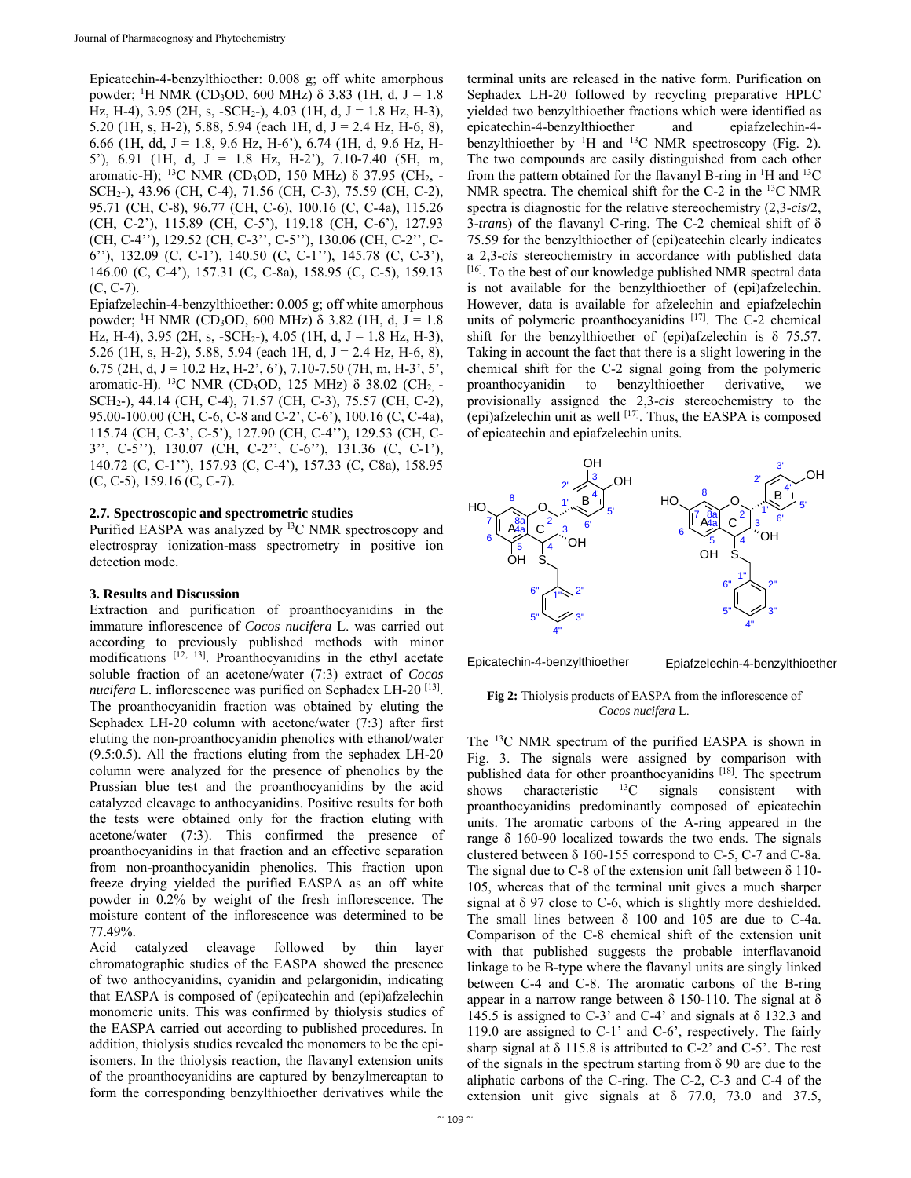Epicatechin-4-benzylthioether: 0.008 g; off white amorphous powder; $^1$H NMR ($CD_3OD$, 600 MHz) δ 3.83 (1H, d, J = 1.8 Hz, H-4), 3.95 (2H, s, $-SCH_2-$), 4.03 (1H, d, J = 1.8 Hz, H-3), 5.20 (1H, s, H-2), 5.88, 5.94 (each 1H, d, J = 2.4 Hz, H-6, 8), 6.66 (1H, dd, J = 1.8, 9.6 Hz, H-6'), 6.74 (1H, d, 9.6 Hz, H-5'), 6.91 (1H, d, J = 1.8 Hz, H-2'), 7.10-7.40 (5H, m, aromatic-H); $^{13}$C NMR ($CD_3OD$, 150 MHz) δ 37.95 ($CH_2$, $-SCH_2-$), 43.96 (CH, C-4), 71.56 (CH, C-3), 75.59 (CH, C-2), 95.71 (CH, C-8), 96.77 (CH, C-6), 100.16 (C, C-4a), 115.26 (CH, C-2'), 115.89 (CH, C-5'), 119.18 (CH, C-6'), 127.93 (CH, C-4''), 129.52 (CH, C-3'', C-5''), 130.06 (CH, C-2'', C-6''), 132.09 (C, C-1'), 140.50 (C, C-1''), 145.78 (C, C-3'), 146.00 (C, C-4'), 157.31 (C, C-8a), 158.95 (C, C-5), 159.13 (C, C-7).

Epiafzelechin-4-benzylthioether: 0.005 g; off white amorphous powder; $^1$H NMR ($CD_3OD$, 600 MHz) δ 3.82 (1H, d, J = 1.8 Hz, H-4), 3.95 (2H, s, $-SCH_2-$), 4.05 (1H, d, J = 1.8 Hz, H-3), 5.26 (1H, s, H-2), 5.88, 5.94 (each 1H, d, J = 2.4 Hz, H-6, 8), 6.75 (2H, d, J = 10.2 Hz, H-2', 6'), 7.10-7.50 (7H, m, H-3', 5', aromatic-H). $^{13}$C NMR ($CD_3OD$, 125 MHz) δ 38.02 ($CH_2$, $-SCH_2-$), 44.14 (CH, C-4), 71.57 (CH, C-3), 75.57 (CH, C-2), 95.00-100.00 (CH, C-6, C-8 and C-2', C-6'), 100.16 (C, C-4a), 115.74 (CH, C-3', C-5'), 127.90 (CH, C-4''), 129.53 (CH, C-3'', C-5''), 130.07 (CH, C-2'', C-6''), 131.36 (C, C-1'), 140.72 (C, C-1''), 157.93 (C, C-4'), 157.33 (C, C8a), 158.95 (C, C-5), 159.16 (C, C-7).

### 2.7. Spectroscopic and spectrometric studies

Purified EASPA was analyzed by $^{13}$C NMR spectroscopy and electrospray ionization-mass spectrometry in positive ion detection mode.

## 3. Results and Discussion

Extraction and purification of proanthocyanidins in the immature inflorescence of *Cocos nucifera* L. was carried out according to previously published methods with minor modifications [12, 13]. Proanthocyanidins in the ethyl acetate soluble fraction of an acetone/water (7:3) extract of *Cocos nucifera* L. inflorescence was purified on Sephadex LH-20 [13]. The proanthocyanidin fraction was obtained by eluting the Sephadex LH-20 column with acetone/water (7:3) after first eluting the non-proanthocyanidin phenolics with ethanol/water (9.5:0.5). All the fractions eluting from the sephadex LH-20 column were analyzed for the presence of phenolics by the Prussian blue test and the proanthocyanidins by the acid catalyzed cleavage to anthocyanidins. Positive results for both the tests were obtained only for the fraction eluting with acetone/water (7:3). This confirmed the presence of proanthocyanidins in that fraction and an effective separation from non-proanthocyanidin phenolics. This fraction upon freeze drying yielded the purified EASPA as an off white powder in 0.2% by weight of the fresh inflorescence. The moisture content of the inflorescence was determined to be 77.49%.

Acid catalyzed cleavage followed by thin layer chromatographic studies of the EASPA showed the presence of two anthocyanidins, cyanidin and pelargonidin, indicating that EASPA is composed of (epi)catechin and (epi)afzelechin monomeric units. This was confirmed by thiolysis studies of the EASPA carried out according to published procedures. In addition, thiolysis studies revealed the monomers to be the epi-isomers. In the thiolysis reaction, the flavanyl extension units of the proanthocyanidins are captured by benzylmercaptan to form the corresponding benzylthioether derivatives while the terminal units are released in the native form. Purification on Sephadex LH-20 followed by recycling preparative HPLC yielded two benzylthioether fractions which were identified as epicatechin-4-benzylthioether and epiafzelechin-4-benzylthioether by $^1$H and $^{13}$C NMR spectroscopy (Fig. 2). The two compounds are easily distinguished from each other from the pattern obtained for the flavanyl B-ring in $^1$H and $^{13}$C NMR spectra. The chemical shift for the C-2 in the $^{13}$C NMR spectra is diagnostic for the relative stereochemistry (2,3-*cis*/2,3-*trans*) of the flavanyl C-ring. The C-2 chemical shift of δ 75.59 for the benzylthioether of (epi)catechin clearly indicates a 2,3-*cis* stereochemistry in accordance with published data [16]. To the best of our knowledge published NMR spectral data is not available for the benzylthioether of (epi)afzelechin. However, data is available for afzelechin and epiafzelechin units of polymeric proanthocyanidins [17]. The C-2 chemical shift for the benzylthioether of (epi)afzelechin is δ 75.57. Taking in account the fact that there is a slight lowering in the chemical shift for the C-2 signal going from the polymeric proanthocyanidin to benzylthioether derivative, we provisionally assigned the 2,3-*cis* stereochemistry to the (epi)afzelechin unit as well [17]. Thus, the EASPA is composed of epicatechin and epiafzelechin units.

Epicatechin-4-benzylthioether    Epiafzelechin-4-benzylthioether

**Fig 2:** Thiolysis products of EASPA from the inflorescence of *Cocos nucifera* L.

The $^{13}$C NMR spectrum of the purified EASPA is shown in Fig. 3. The signals were assigned by comparison with published data for other proanthocyanidins [18]. The spectrum shows characteristic $^{13}$C signals consistent with proanthocyanidins predominantly composed of epicatechin units. The aromatic carbons of the A-ring appeared in the range δ 160-90 localized towards the two ends. The signals clustered between δ 160-155 correspond to C-5, C-7 and C-8a. The signal due to C-8 of the extension unit fall between δ 110-105, whereas that of the terminal unit gives a much sharper signal at δ 97 close to C-6, which is slightly more deshielded. The small lines between δ 100 and 105 are due to C-4a. Comparison of the C-8 chemical shift of the extension unit with that published suggests the probable interflavanoid linkage to be B-type where the flavanyl units are singly linked between C-4 and C-8. The aromatic carbons of the B-ring appear in a narrow range between δ 150-110. The signal at δ 145.5 is assigned to C-3' and C-4' and signals at δ 132.3 and 119.0 are assigned to C-1' and C-6', respectively. The fairly sharp signal at δ 115.8 is attributed to C-2' and C-5'. The rest of the signals in the spectrum starting from δ 90 are due to the aliphatic carbons of the C-ring. The C-2, C-3 and C-4 of the extension unit give signals at δ 77.0, 73.0 and 37.5,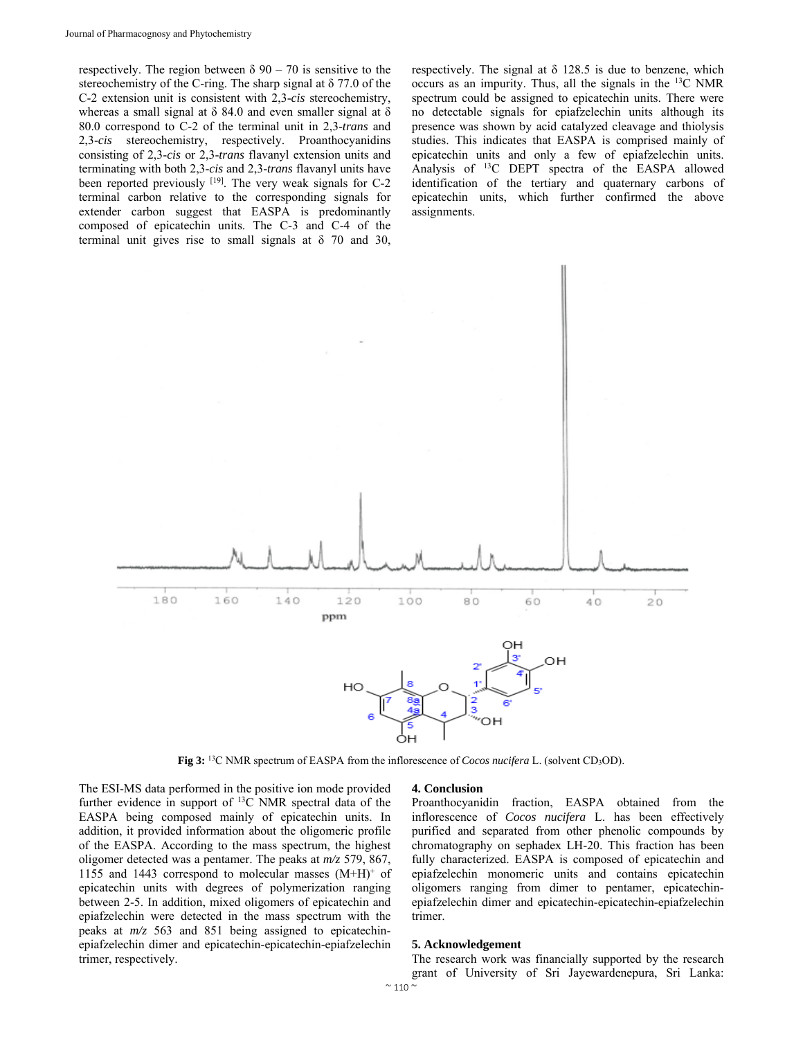respectively. The region between δ 90 – 70 is sensitive to the stereochemistry of the C-ring. The sharp signal at δ 77.0 of the C-2 extension unit is consistent with 2,3-*cis* stereochemistry, whereas a small signal at δ 84.0 and even smaller signal at δ 80.0 correspond to C-2 of the terminal unit in 2,3-*trans* and 2,3-*cis* stereochemistry, respectively. Proanthocyanidins consisting of 2,3-*cis* or 2,3-*trans* flavanyl extension units and terminating with both 2,3-*cis* and 2,3-*trans* flavanyl units have been reported previously [19]. The very weak signals for C-2 terminal carbon relative to the corresponding signals for extender carbon suggest that EASPA is predominantly composed of epicatechin units. The C-3 and C-4 of the terminal unit gives rise to small signals at δ 70 and 30, respectively. The signal at δ 128.5 is due to benzene, which occurs as an impurity. Thus, all the signals in the $^{13}C$ NMR spectrum could be assigned to epicatechin units. There were no detectable signals for epiafzelechin units although its presence was shown by acid catalyzed cleavage and thiolysis studies. This indicates that EASPA is comprised mainly of epicatechin units and only a few of epiafzelechin units. Analysis of $^{13}C$ DEPT spectra of the EASPA allowed identification of the tertiary and quaternary carbons of epicatechin units, which further confirmed the above assignments.

**Fig 3:** $^{13}C$ NMR spectrum of EASPA from the inflorescence of *Cocos nucifera* L. (solvent $CD_3OD$).

The ESI-MS data performed in the positive ion mode provided further evidence in support of $^{13}C$ NMR spectral data of the EASPA being composed mainly of epicatechin units. In addition, it provided information about the oligomeric profile of the EASPA. According to the mass spectrum, the highest oligomer detected was a pentamer. The peaks at *m/z* 579, 867, 1155 and 1443 correspond to molecular masses $(M+H)^+$ of epicatechin units with degrees of polymerization ranging between 2-5. In addition, mixed oligomers of epicatechin and epiafzelechin were detected in the mass spectrum with the peaks at *m/z* 563 and 851 being assigned to epicatechin-epiafzelechin dimer and epicatechin-epicatechin-epiafzelechin trimer, respectively.

## 4. Conclusion

Proanthocyanidin fraction, EASPA obtained from the inflorescence of *Cocos nucifera* L. has been effectively purified and separated from other phenolic compounds by chromatography on sephadex LH-20. This fraction has been fully characterized. EASPA is composed of epicatechin and epiafzelechin monomeric units and contains epicatechin oligomers ranging from dimer to pentamer, epicatechin-epiafzelechin dimer and epicatechin-epicatechin-epiafzelechin trimer.

## 5. Acknowledgement

The research work was financially supported by the research grant of University of Sri Jayewardenepura, Sri Lanka: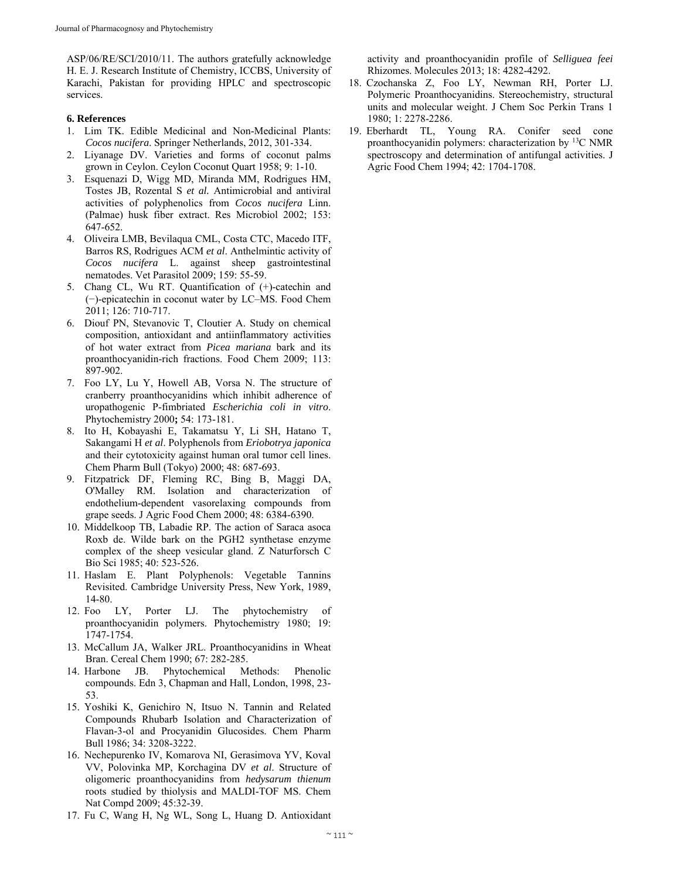ASP/06/RE/SCI/2010/11. The authors gratefully acknowledge H. E. J. Research Institute of Chemistry, ICCBS, University of Karachi, Pakistan for providing HPLC and spectroscopic services.

## 6. References

1. Lim TK. Edible Medicinal and Non-Medicinal Plants: *Cocos nucifera*. Springer Netherlands, 2012, 301-334.
2. Liyanage DV. Varieties and forms of coconut palms grown in Ceylon. Ceylon Coconut Quart 1958; 9: 1-10.
3. Esquenazi D, Wigg MD, Miranda MM, Rodrigues HM, Tostes JB, Rozental S *et al.* Antimicrobial and antiviral activities of polyphenolics from *Cocos nucifera* Linn. (Palmae) husk fiber extract. Res Microbiol 2002; 153: 647-652.
4. Oliveira LMB, Bevilaqua CML, Costa CTC, Macedo ITF, Barros RS, Rodrigues ACM *et al*. Anthelmintic activity of *Cocos nucifera* L. against sheep gastrointestinal nematodes. Vet Parasitol 2009; 159: 55-59.
5. Chang CL, Wu RT. Quantification of (+)-catechin and (−)-epicatechin in coconut water by LC–MS. Food Chem 2011; 126: 710-717.
6. Diouf PN, Stevanovic T, Cloutier A. Study on chemical composition, antioxidant and antiinflammatory activities of hot water extract from *Picea mariana* bark and its proanthocyanidin-rich fractions. Food Chem 2009; 113: 897-902.
7. Foo LY, Lu Y, Howell AB, Vorsa N. The structure of cranberry proanthocyanidins which inhibit adherence of uropathogenic P-fimbriated *Escherichia coli in vitro*. Phytochemistry 2000**;** 54: 173-181.
8. Ito H, Kobayashi E, Takamatsu Y, Li SH, Hatano T, Sakangami H *et al*. Polyphenols from *Eriobotrya japonica* and their cytotoxicity against human oral tumor cell lines. Chem Pharm Bull (Tokyo) 2000; 48: 687-693.
9. Fitzpatrick DF, Fleming RC, Bing B, Maggi DA, O'Malley RM. Isolation and characterization of endothelium-dependent vasorelaxing compounds from grape seeds. J Agric Food Chem 2000; 48: 6384-6390.
10. Middelkoop TB, Labadie RP. The action of Saraca asoca Roxb de. Wilde bark on the PGH2 synthetase enzyme complex of the sheep vesicular gland. Z Naturforsch C Bio Sci 1985; 40: 523-526.
11. Haslam E. Plant Polyphenols: Vegetable Tannins Revisited. Cambridge University Press, New York, 1989, 14-80.
12. Foo LY, Porter LJ. The phytochemistry of proanthocyanidin polymers. Phytochemistry 1980; 19: 1747-1754.
13. McCallum JA, Walker JRL. Proanthocyanidins in Wheat Bran. Cereal Chem 1990; 67: 282-285.
14. Harbone JB. Phytochemical Methods: Phenolic compounds. Edn 3, Chapman and Hall, London, 1998, 23-53.
15. Yoshiki K, Genichiro N, Itsuo N. Tannin and Related Compounds Rhubarb Isolation and Characterization of Flavan-3-ol and Procyanidin Glucosides. Chem Pharm Bull 1986; 34: 3208-3222.
16. Nechepurenko IV, Komarova NI, Gerasimova YV, Koval VV, Polovinka MP, Korchagina DV *et al*. Structure of oligomeric proanthocyanidins from *hedysarum thienum* roots studied by thiolysis and MALDI-TOF MS. Chem Nat Compd 2009; 45:32-39.
17. Fu C, Wang H, Ng WL, Song L, Huang D. Antioxidant activity and proanthocyanidin profile of *Selliguea feei* Rhizomes. Molecules 2013; 18: 4282-4292.
18. Czochanska Z, Foo LY, Newman RH, Porter LJ. Polymeric Proanthocyanidins. Stereochemistry, structural units and molecular weight. J Chem Soc Perkin Trans 1 1980; 1: 2278-2286.
19. Eberhardt TL, Young RA. Conifer seed cone proanthocyanidin polymers: characterization by $^{13}C$ NMR spectroscopy and determination of antifungal activities. J Agric Food Chem 1994; 42: 1704-1708.